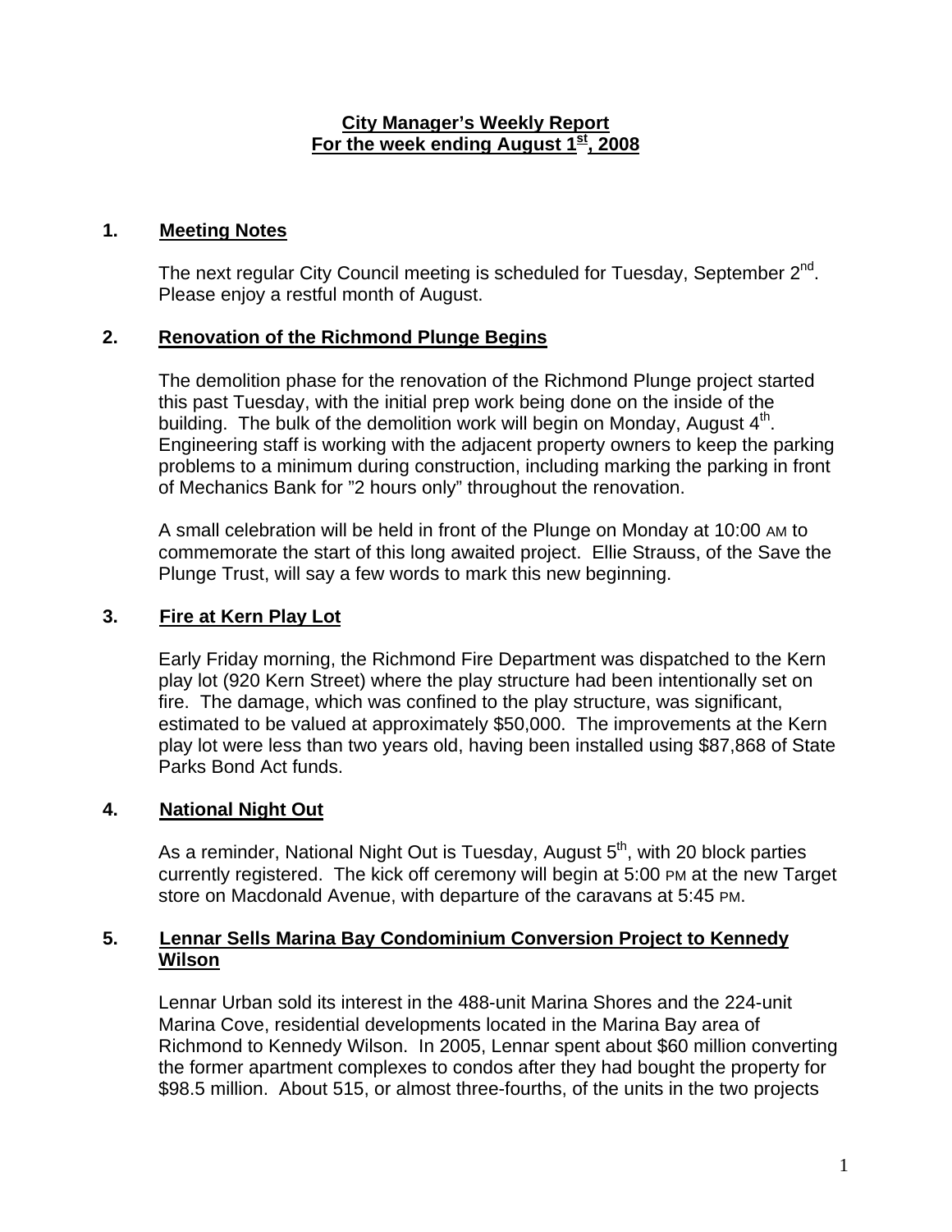# City Manager's Weekly Report
## For the week ending August 1st, 2008

## 1. Meeting Notes

The next regular City Council meeting is scheduled for Tuesday, September 2nd. Please enjoy a restful month of August.

## 2. Renovation of the Richmond Plunge Begins

The demolition phase for the renovation of the Richmond Plunge project started this past Tuesday, with the initial prep work being done on the inside of the building. The bulk of the demolition work will begin on Monday, August 4th. Engineering staff is working with the adjacent property owners to keep the parking problems to a minimum during construction, including marking the parking in front of Mechanics Bank for "2 hours only" throughout the renovation.

A small celebration will be held in front of the Plunge on Monday at 10:00 AM to commemorate the start of this long awaited project. Ellie Strauss, of the Save the Plunge Trust, will say a few words to mark this new beginning.

## 3. Fire at Kern Play Lot

Early Friday morning, the Richmond Fire Department was dispatched to the Kern play lot (920 Kern Street) where the play structure had been intentionally set on fire. The damage, which was confined to the play structure, was significant, estimated to be valued at approximately $50,000. The improvements at the Kern play lot were less than two years old, having been installed using $87,868 of State Parks Bond Act funds.

## 4. National Night Out

As a reminder, National Night Out is Tuesday, August 5th, with 20 block parties currently registered. The kick off ceremony will begin at 5:00 PM at the new Target store on Macdonald Avenue, with departure of the caravans at 5:45 PM.

## 5. Lennar Sells Marina Bay Condominium Conversion Project to Kennedy Wilson

Lennar Urban sold its interest in the 488-unit Marina Shores and the 224-unit Marina Cove, residential developments located in the Marina Bay area of Richmond to Kennedy Wilson. In 2005, Lennar spent about $60 million converting the former apartment complexes to condos after they had bought the property for $98.5 million. About 515, or almost three-fourths, of the units in the two projects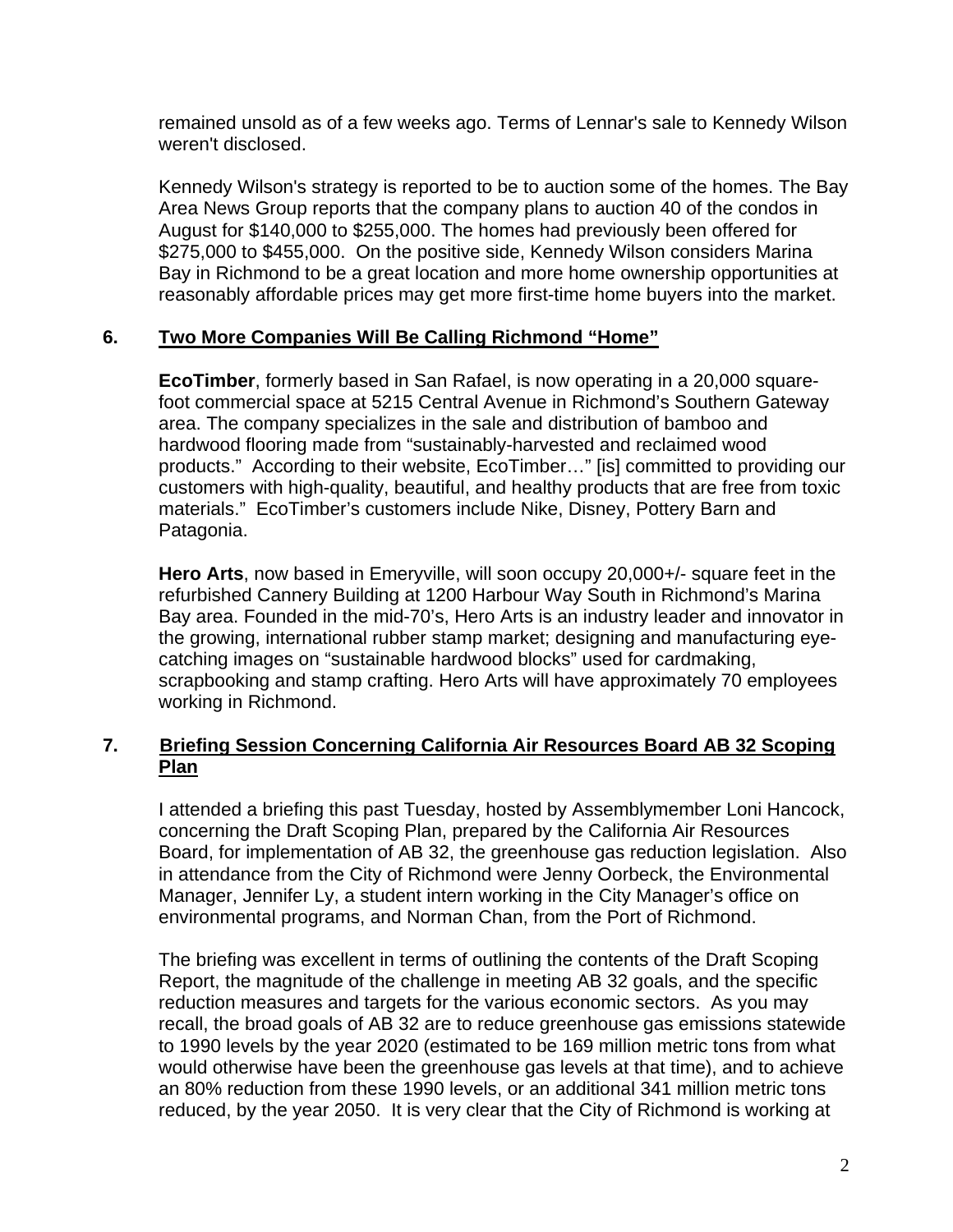remained unsold as of a few weeks ago. Terms of Lennar's sale to Kennedy Wilson weren't disclosed.

Kennedy Wilson's strategy is reported to be to auction some of the homes. The Bay Area News Group reports that the company plans to auction 40 of the condos in August for $140,000 to $255,000. The homes had previously been offered for $275,000 to $455,000. On the positive side, Kennedy Wilson considers Marina Bay in Richmond to be a great location and more home ownership opportunities at reasonably affordable prices may get more first-time home buyers into the market.

## 6. Two More Companies Will Be Calling Richmond "Home"

**EcoTimber**, formerly based in San Rafael, is now operating in a 20,000 square-foot commercial space at 5215 Central Avenue in Richmond's Southern Gateway area. The company specializes in the sale and distribution of bamboo and hardwood flooring made from "sustainably-harvested and reclaimed wood products." According to their website, EcoTimber…" [is] committed to providing our customers with high-quality, beautiful, and healthy products that are free from toxic materials." EcoTimber's customers include Nike, Disney, Pottery Barn and Patagonia.

**Hero Arts**, now based in Emeryville, will soon occupy 20,000+/- square feet in the refurbished Cannery Building at 1200 Harbour Way South in Richmond's Marina Bay area. Founded in the mid-70's, Hero Arts is an industry leader and innovator in the growing, international rubber stamp market; designing and manufacturing eye-catching images on "sustainable hardwood blocks" used for cardmaking, scrapbooking and stamp crafting. Hero Arts will have approximately 70 employees working in Richmond.

## 7. Briefing Session Concerning California Air Resources Board AB 32 Scoping Plan

I attended a briefing this past Tuesday, hosted by Assemblymember Loni Hancock, concerning the Draft Scoping Plan, prepared by the California Air Resources Board, for implementation of AB 32, the greenhouse gas reduction legislation. Also in attendance from the City of Richmond were Jenny Oorbeck, the Environmental Manager, Jennifer Ly, a student intern working in the City Manager's office on environmental programs, and Norman Chan, from the Port of Richmond.

The briefing was excellent in terms of outlining the contents of the Draft Scoping Report, the magnitude of the challenge in meeting AB 32 goals, and the specific reduction measures and targets for the various economic sectors. As you may recall, the broad goals of AB 32 are to reduce greenhouse gas emissions statewide to 1990 levels by the year 2020 (estimated to be 169 million metric tons from what would otherwise have been the greenhouse gas levels at that time), and to achieve an 80% reduction from these 1990 levels, or an additional 341 million metric tons reduced, by the year 2050. It is very clear that the City of Richmond is working at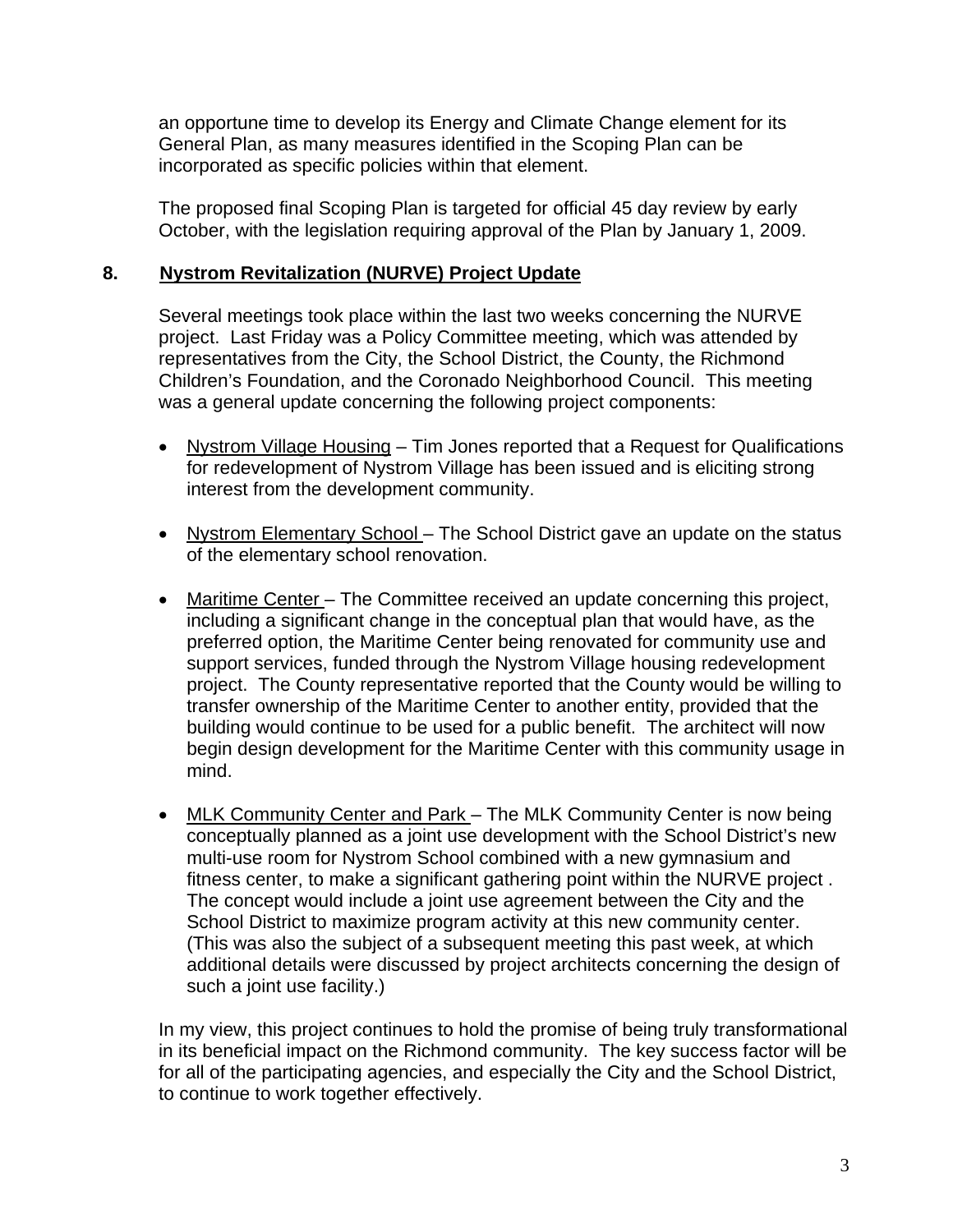an opportune time to develop its Energy and Climate Change element for its General Plan, as many measures identified in the Scoping Plan can be incorporated as specific policies within that element.

The proposed final Scoping Plan is targeted for official 45 day review by early October, with the legislation requiring approval of the Plan by January 1, 2009.

## 8. Nystrom Revitalization (NURVE) Project Update

Several meetings took place within the last two weeks concerning the NURVE project. Last Friday was a Policy Committee meeting, which was attended by representatives from the City, the School District, the County, the Richmond Children's Foundation, and the Coronado Neighborhood Council. This meeting was a general update concerning the following project components:

- Nystrom Village Housing – Tim Jones reported that a Request for Qualifications for redevelopment of Nystrom Village has been issued and is eliciting strong interest from the development community.
- Nystrom Elementary School – The School District gave an update on the status of the elementary school renovation.
- Maritime Center – The Committee received an update concerning this project, including a significant change in the conceptual plan that would have, as the preferred option, the Maritime Center being renovated for community use and support services, funded through the Nystrom Village housing redevelopment project. The County representative reported that the County would be willing to transfer ownership of the Maritime Center to another entity, provided that the building would continue to be used for a public benefit. The architect will now begin design development for the Maritime Center with this community usage in mind.
- MLK Community Center and Park – The MLK Community Center is now being conceptually planned as a joint use development with the School District's new multi-use room for Nystrom School combined with a new gymnasium and fitness center, to make a significant gathering point within the NURVE project . The concept would include a joint use agreement between the City and the School District to maximize program activity at this new community center. (This was also the subject of a subsequent meeting this past week, at which additional details were discussed by project architects concerning the design of such a joint use facility.)

In my view, this project continues to hold the promise of being truly transformational in its beneficial impact on the Richmond community. The key success factor will be for all of the participating agencies, and especially the City and the School District, to continue to work together effectively.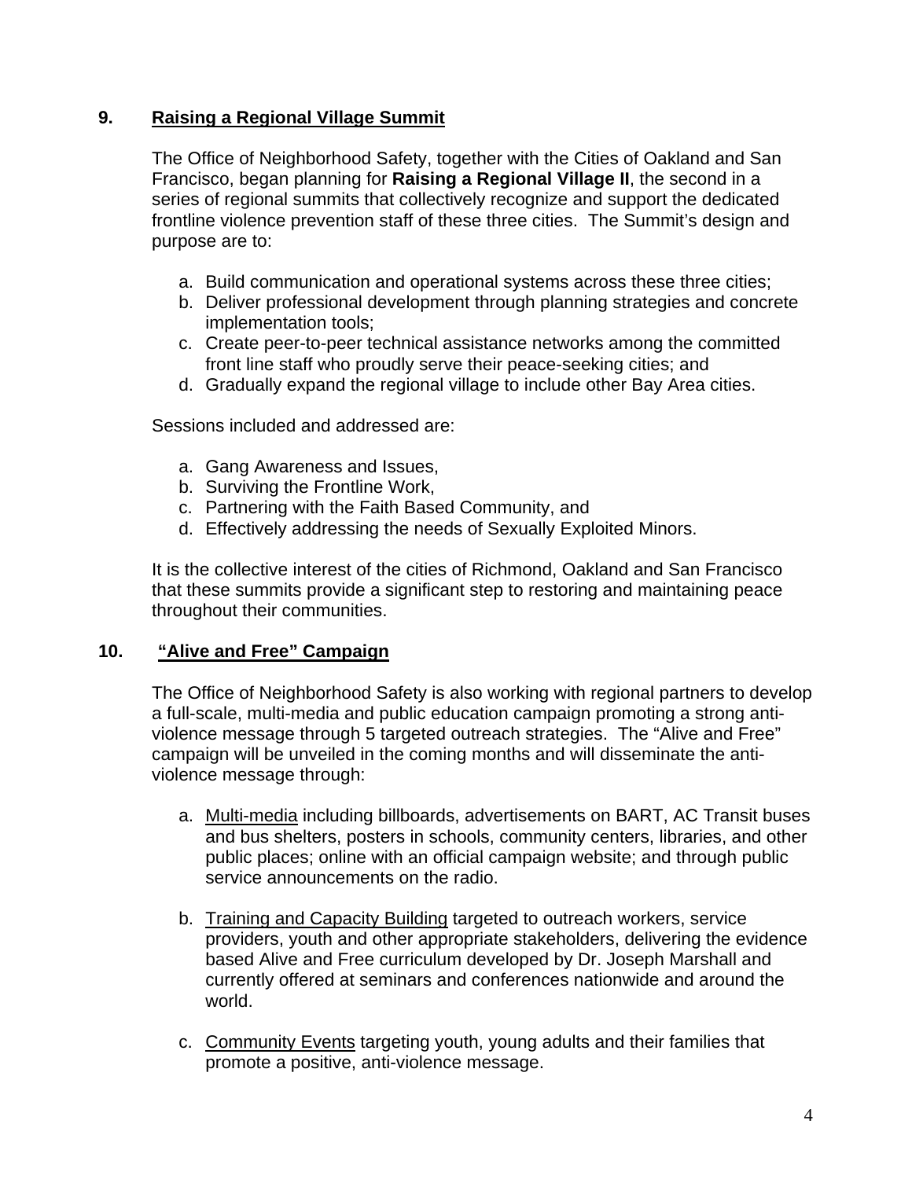## 9. Raising a Regional Village Summit

The Office of Neighborhood Safety, together with the Cities of Oakland and San Francisco, began planning for **Raising a Regional Village II**, the second in a series of regional summits that collectively recognize and support the dedicated frontline violence prevention staff of these three cities. The Summit's design and purpose are to:

a. Build communication and operational systems across these three cities;
b. Deliver professional development through planning strategies and concrete implementation tools;
c. Create peer-to-peer technical assistance networks among the committed front line staff who proudly serve their peace-seeking cities; and
d. Gradually expand the regional village to include other Bay Area cities.

Sessions included and addressed are:

a. Gang Awareness and Issues,
b. Surviving the Frontline Work,
c. Partnering with the Faith Based Community, and
d. Effectively addressing the needs of Sexually Exploited Minors.

It is the collective interest of the cities of Richmond, Oakland and San Francisco that these summits provide a significant step to restoring and maintaining peace throughout their communities.

## 10. "Alive and Free" Campaign

The Office of Neighborhood Safety is also working with regional partners to develop a full-scale, multi-media and public education campaign promoting a strong anti-violence message through 5 targeted outreach strategies. The "Alive and Free" campaign will be unveiled in the coming months and will disseminate the anti-violence message through:

a. <u>Multi-media</u> including billboards, advertisements on BART, AC Transit buses and bus shelters, posters in schools, community centers, libraries, and other public places; online with an official campaign website; and through public service announcements on the radio.

b. <u>Training and Capacity Building</u> targeted to outreach workers, service providers, youth and other appropriate stakeholders, delivering the evidence based Alive and Free curriculum developed by Dr. Joseph Marshall and currently offered at seminars and conferences nationwide and around the world.

c. <u>Community Events</u> targeting youth, young adults and their families that promote a positive, anti-violence message.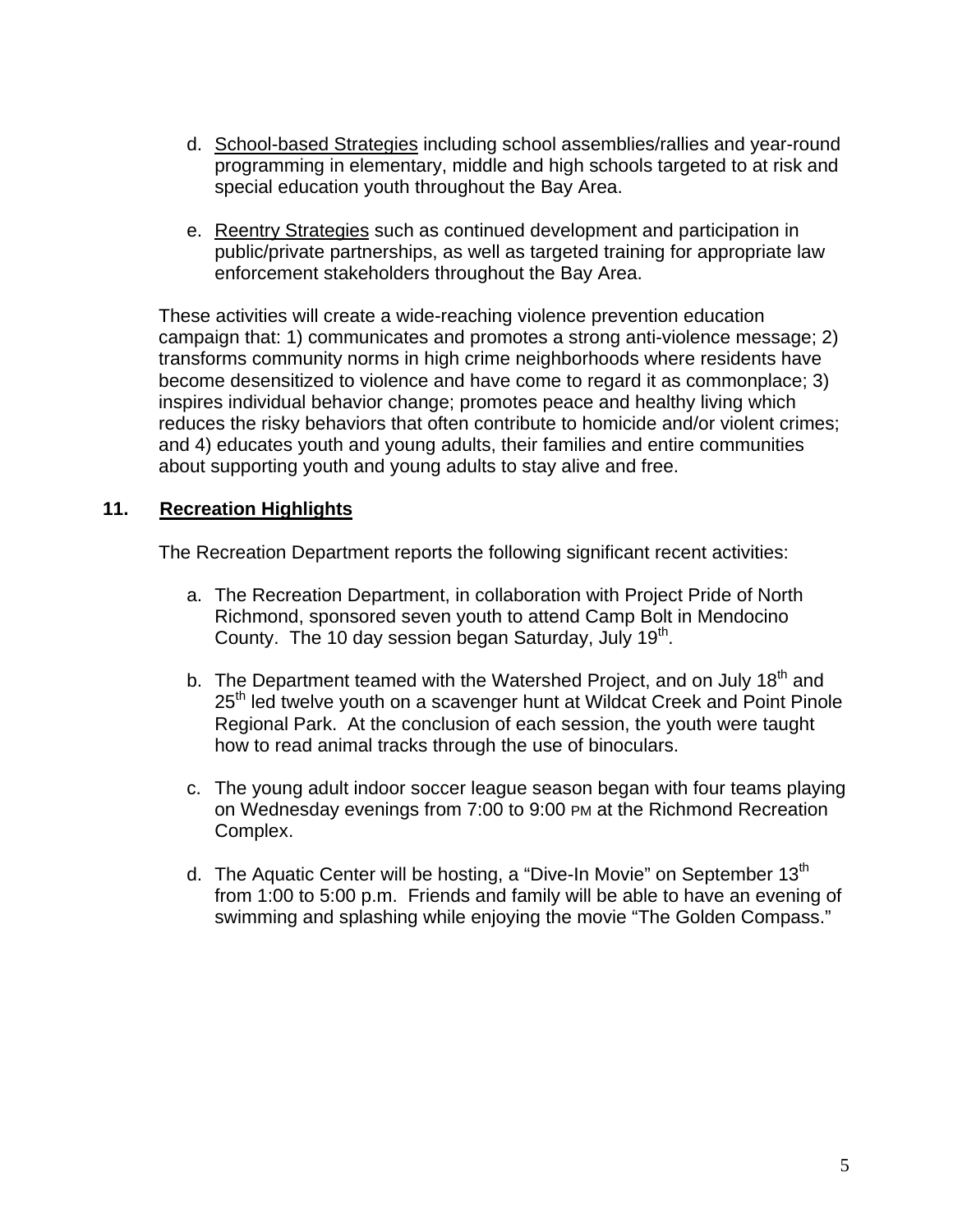d. School-based Strategies including school assemblies/rallies and year-round programming in elementary, middle and high schools targeted to at risk and special education youth throughout the Bay Area.

e. Reentry Strategies such as continued development and participation in public/private partnerships, as well as targeted training for appropriate law enforcement stakeholders throughout the Bay Area.

These activities will create a wide-reaching violence prevention education campaign that: 1) communicates and promotes a strong anti-violence message; 2) transforms community norms in high crime neighborhoods where residents have become desensitized to violence and have come to regard it as commonplace; 3) inspires individual behavior change; promotes peace and healthy living which reduces the risky behaviors that often contribute to homicide and/or violent crimes; and 4) educates youth and young adults, their families and entire communities about supporting youth and young adults to stay alive and free.

## 11. Recreation Highlights

The Recreation Department reports the following significant recent activities:

a. The Recreation Department, in collaboration with Project Pride of North Richmond, sponsored seven youth to attend Camp Bolt in Mendocino County. The 10 day session began Saturday, July 19th.

b. The Department teamed with the Watershed Project, and on July 18th and 25th led twelve youth on a scavenger hunt at Wildcat Creek and Point Pinole Regional Park. At the conclusion of each session, the youth were taught how to read animal tracks through the use of binoculars.

c. The young adult indoor soccer league season began with four teams playing on Wednesday evenings from 7:00 to 9:00 PM at the Richmond Recreation Complex.

d. The Aquatic Center will be hosting, a "Dive-In Movie" on September 13th from 1:00 to 5:00 p.m. Friends and family will be able to have an evening of swimming and splashing while enjoying the movie "The Golden Compass."